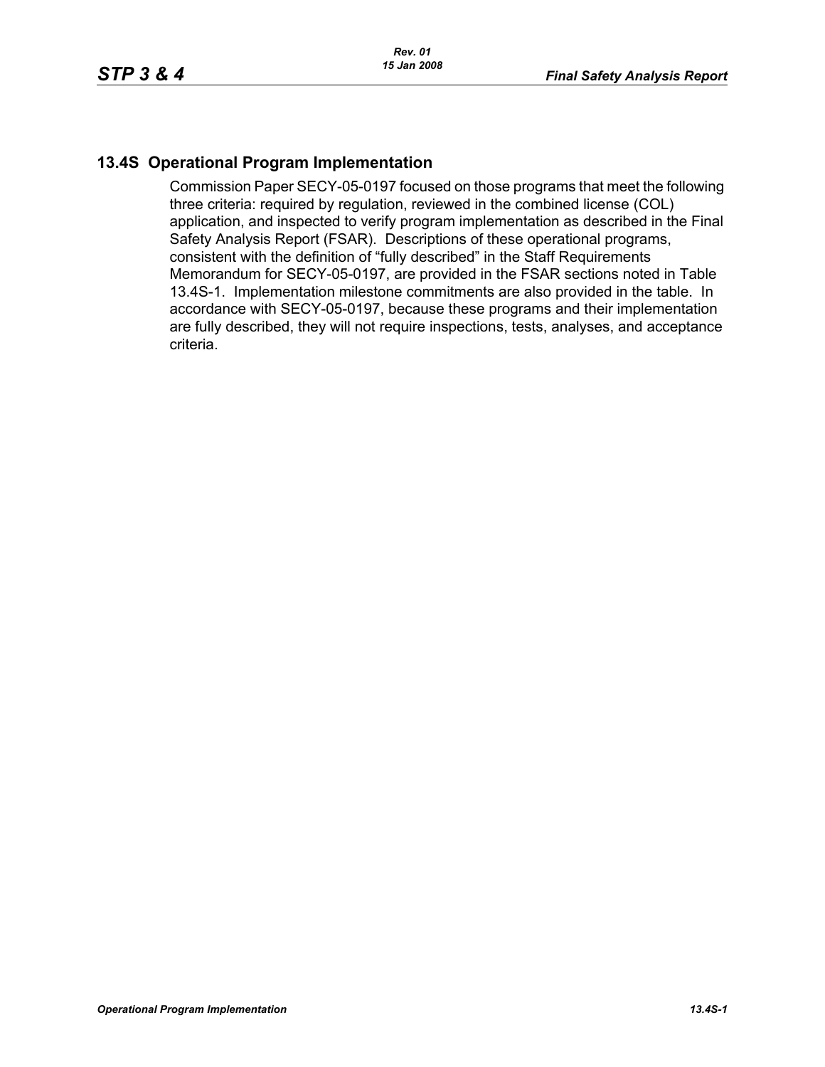## 13.4S Operational Program Implementation

Commission Paper SECY-05-0197 focused on those programs that meet the following three criteria: required by regulation, reviewed in the combined license (COL) application, and inspected to verify program implementation as described in the Final Safety Analysis Report (FSAR). Descriptions of these operational programs, consistent with the definition of "fully described" in the Staff Requirements Memorandum for SECY-05-0197, are provided in the FSAR sections noted in Table 13.4S-1. Implementation milestone commitments are also provided in the table. In accordance with SECY-05-0197, because these programs and their implementation are fully described, they will not require inspections, tests, analyses, and acceptance criteria.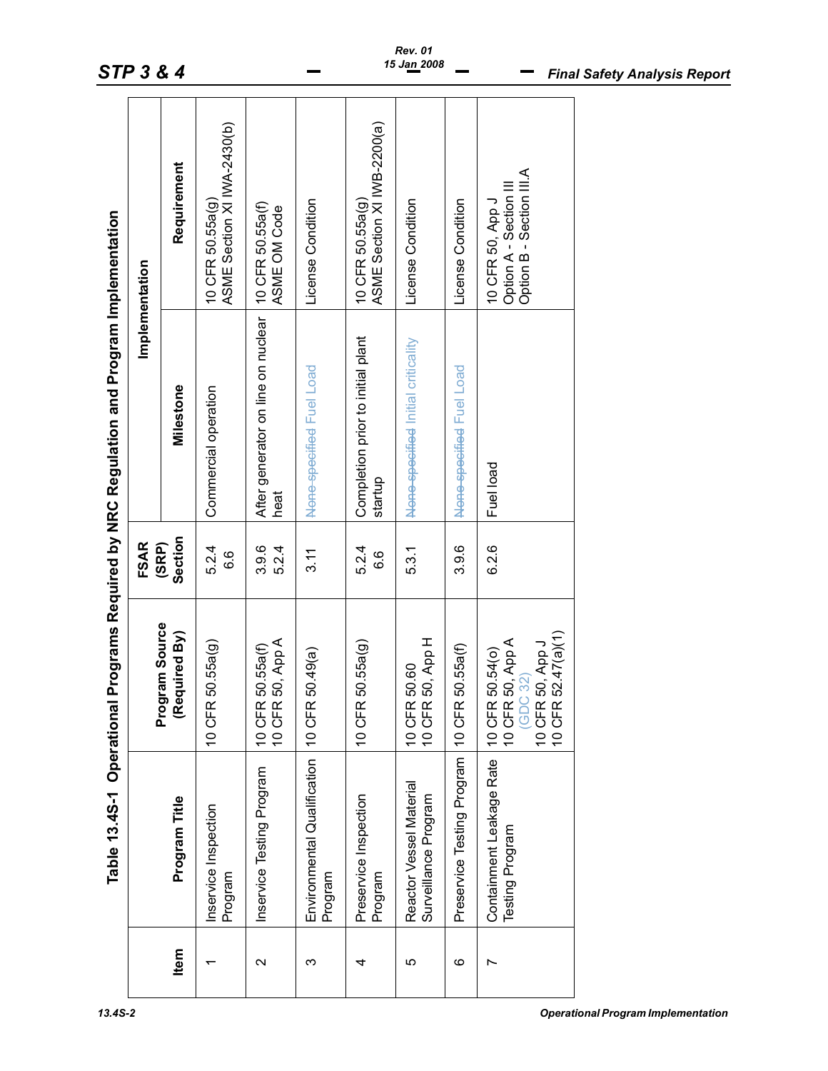## Table 13.4S-1 Operational Programs Required by NRC Regulation and Program Implementation

| Item | Program Title | Program Source (Required By) | FSAR (SRP) Section | Implementation | |
|---|---|---|---|---|---|
| | | | | Milestone | Requirement |
| 1 | Inservice Inspection Program | 10 CFR 50.55a(g) | 5.2.4<br>6.6 | Commercial operation | 10 CFR 50.55a(g)<br>ASME Section XI IWA-2430(b) |
| 2 | Inservice Testing Program | 10 CFR 50.55a(f)<br>10 CFR 50, App A | 3.9.6<br>5.2.4 | After generator on line on nuclear heat | 10 CFR 50.55a(f)<br>ASME OM Code |
| 3 | Environmental Qualification Program | 10 CFR 50.49(a) | 3.11 | ~~None specified~~ Fuel Load | License Condition |
| 4 | Preservice Inspection Program | 10 CFR 50.55a(g) | 5.2.4<br>6.6 | Completion prior to initial plant startup | 10 CFR 50.55a(g)<br>ASME Section XI IWB-2200(a) |
| 5 | Reactor Vessel Material Surveillance Program | 10 CFR 50.60<br>10 CFR 50, App H | 5.3.1 | ~~None specified~~ Initial criticality | License Condition |
| 6 | Preservice Testing Program | 10 CFR 50.55a(f) | 3.9.6 | ~~None specified~~ Fuel Load | License Condition |
| 7 | Containment Leakage Rate Testing Program | 10 CFR 50.54(o)<br>10 CFR 50, App A (GDC 32)<br>10 CFR 50, App J<br>10 CFR 52.47(a)(1) | 6.2.6 | Fuel load | 10 CFR 50, App J<br>Option A - Section III<br>Option B - Section III.A |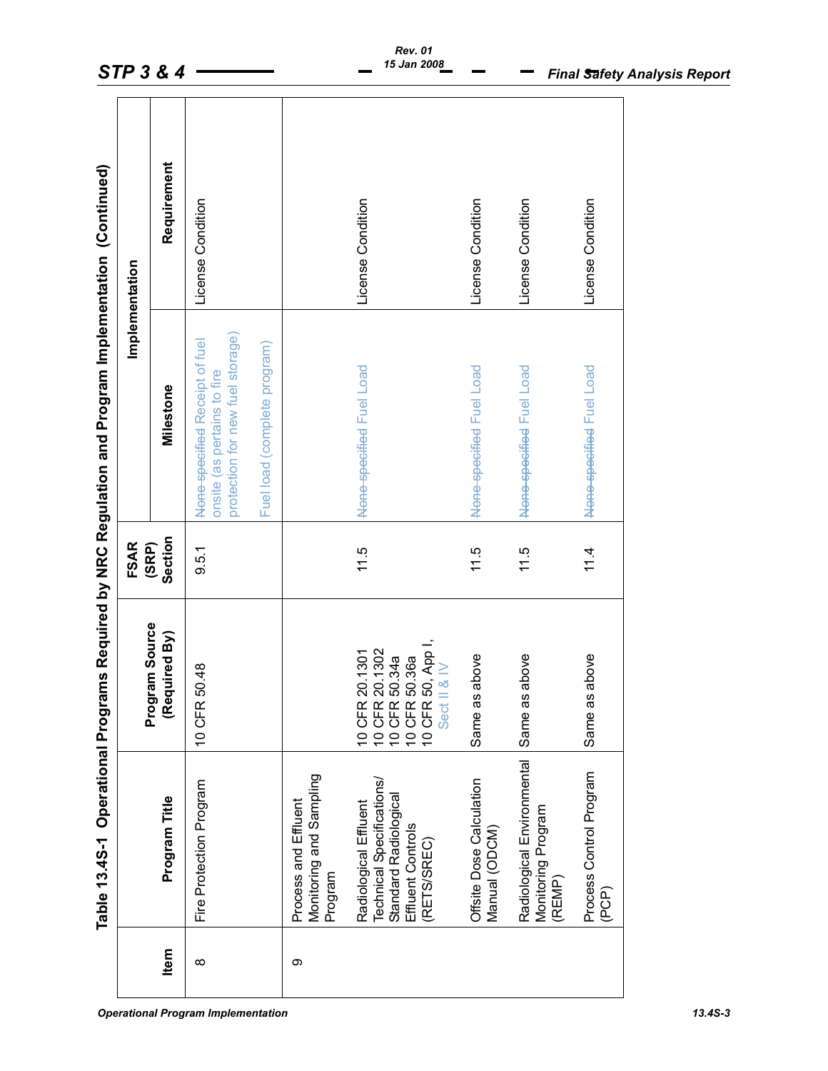### Table 13.4S-1 Operational Programs Required by NRC Regulation and Program Implementation (Continued)

| Item | Program Title | Program Source (Required By) | FSAR (SRP) Section | Implementation | |
|---|---|---|---|---|---|
| | | | | Milestone | Requirement |
| 8 | Fire Protection Program | 10 CFR 50.48 | 9.5.1 | ~~None specified~~ Receipt of fuel onsite (as pertains to fire protection for new fuel storage)<br><br>Fuel load (complete program) | License Condition |
| 9 | Process and Effluent Monitoring and Sampling Program | | | | |
| | Radiological Effluent Technical Specifications/ Standard Radiological Effluent Controls (RETS/SREC) | 10 CFR 20.1301<br>10 CFR 20.1302<br>10 CFR 50.34a<br>10 CFR 50.36a<br>10 CFR 50, App I, Sect II & IV | 11.5 | ~~None specified~~ Fuel Load | License Condition |
| | Offsite Dose Calculation Manual (ODCM) | Same as above | 11.5 | ~~None specified~~ Fuel Load | License Condition |
| | Radiological Environmental Monitoring Program (REMP) | Same as above | 11.5 | ~~None specified~~ Fuel Load | License Condition |
| | Process Control Program (PCP) | Same as above | 11.4 | ~~None specified~~ Fuel Load | License Condition |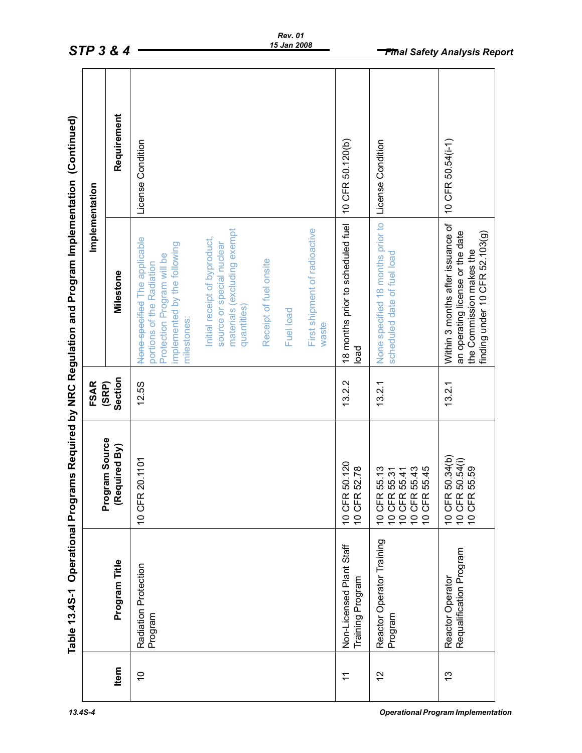Table 13.4S-1 Operational Programs Required by NRC Regulation and Program Implementation (Continued)

| Item | Program Title | Program Source (Required By) | FSAR (SRP) Section | Implementation | |
|---|---|---|---|---|---|
| | | | | Milestone | Requirement |
| 10 | Radiation Protection Program | 10 CFR 20.1101 | 12.5S | ~~None specified~~ The applicable portions of the Radiation Protection Program will be implemented by the following milestones:<br>Initial receipt of byproduct, source or special nuclear materials (excluding exempt quantities)<br>Receipt of fuel onsite<br>Fuel load<br>First shipment of radioactive waste | License Condition |
| 11 | Non-Licensed Plant Staff Training Program | 10 CFR 50.120<br>10 CFR 52.78 | 13.2.2 | 18 months prior to scheduled fuel load | 10 CFR 50.120(b) |
| 12 | Reactor Operator Training Program | 10 CFR 55.13<br>10 CFR 55.31<br>10 CFR 55.41<br>10 CFR 55.43<br>10 CFR 55.45 | 13.2.1 | ~~None specified~~ 18 months prior to scheduled date of fuel load | License Condition |
| 13 | Reactor Operator Requalification Program | 10 CFR 50.34(b)<br>10 CFR 50.54(i)<br>10 CFR 55.59 | 13.2.1 | Within 3 months after issuance of an operating license or the date the Commission makes the finding under 10 CFR 52.103(g) | 10 CFR 50.54(i-1) |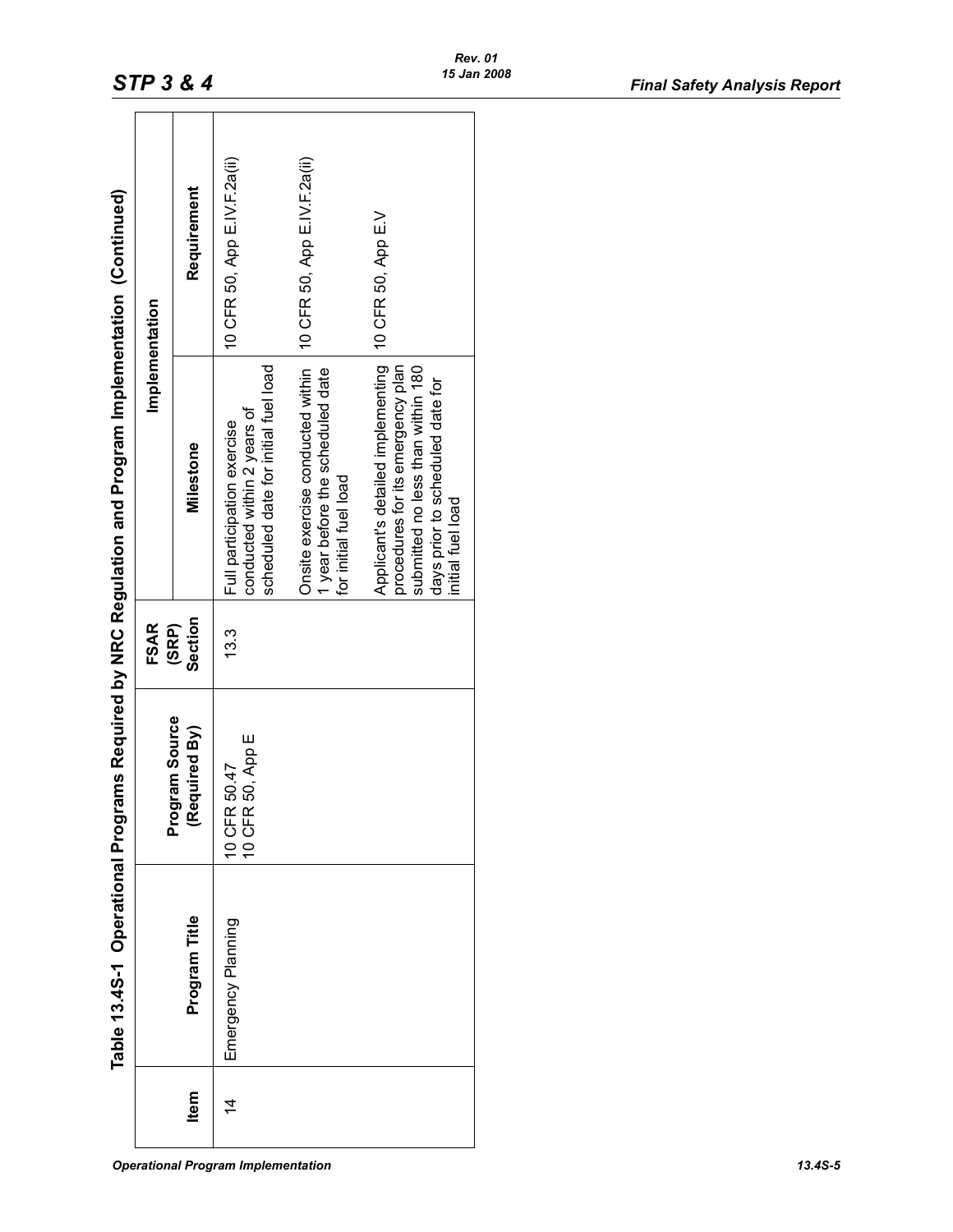Table 13.4S-1 Operational Programs Required by NRC Regulation and Program Implementation (Continued)

| Item | Program Title | Program Source (Required By) | FSAR (SRP) Section | Implementation | |
|---|---|---|---|---|---|
| | | | | Milestone | Requirement |
| 14 | Emergency Planning | 10 CFR 50.47<br>10 CFR 50, App E | 13.3 | Full participation exercise conducted within 2 years of scheduled date for initial fuel load | 10 CFR 50, App E.IV.F.2a(ii) |
| | | | | Onsite exercise conducted within 1 year before the scheduled date for initial fuel load | 10 CFR 50, App E.IV.F.2a(ii) |
| | | | | Applicant's detailed implementing procedures for its emergency plan submitted no less than within 180 days prior to scheduled date for initial fuel load | 10 CFR 50, App E.V |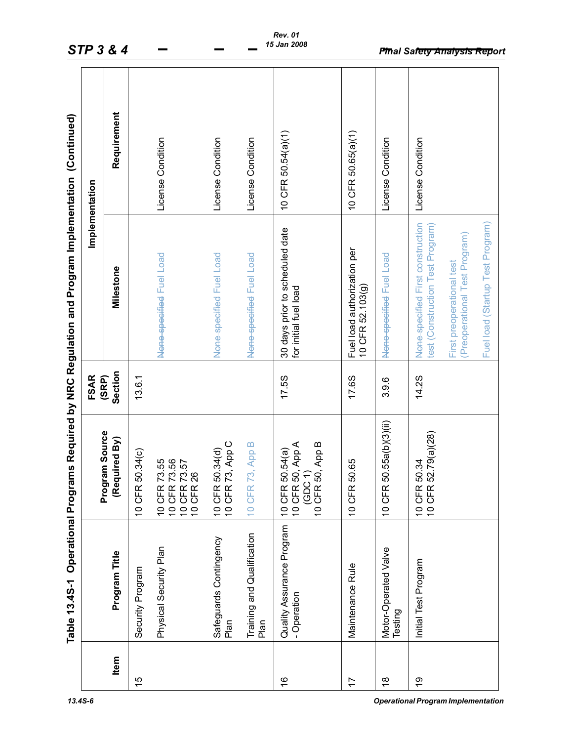## Table 13.4S-1 Operational Programs Required by NRC Regulation and Program Implementation (Continued)

| Item | Program Title | Program Source (Required By) | FSAR (SRP) Section | Implementation | |
|---|---|---|---|---|---|
| | | | | Milestone | Requirement |
| 15 | Security Program | 10 CFR 50.34(c) | 13.6.1 | | |
| | Physical Security Plan | 10 CFR 73.55<br>10 CFR 73.56<br>10 CFR 73.57<br>10 CFR 26 | | ~~None specified~~ Fuel Load | License Condition |
| | Safeguards Contingency Plan | 10 CFR 50.34(d)<br>10 CFR 73, App C | | ~~None specified~~ Fuel Load | License Condition |
| | Training and Qualification Plan | 10 CFR 73, App B | | ~~None specified~~ Fuel Load | License Condition |
| 16 | Quality Assurance Program - Operation | 10 CFR 50.54(a)<br>10 CFR 50, App A (GDC 1)<br>10 CFR 50, App B | 17.5S | 30 days prior to scheduled date for initial fuel load | 10 CFR 50.54(a)(1) |
| 17 | Maintenance Rule | 10 CFR 50.65 | 17.6S | Fuel load authorization per 10 CFR 52.103(g) | 10 CFR 50.65(a)(1) |
| 18 | Motor-Operated Valve Testing | 10 CFR 50.55a(b)(3)(ii) | 3.9.6 | ~~None specified~~ Fuel Load | License Condition |
| 19 | Initial Test Program | 10 CFR 50.34<br>10 CFR 52.79(a)(28) | 14.2S | ~~None specified~~ First construction test (Construction Test Program)<br>First preoperational test (Preoperational Test Program)<br>Fuel load (Startup Test Program) | License Condition |